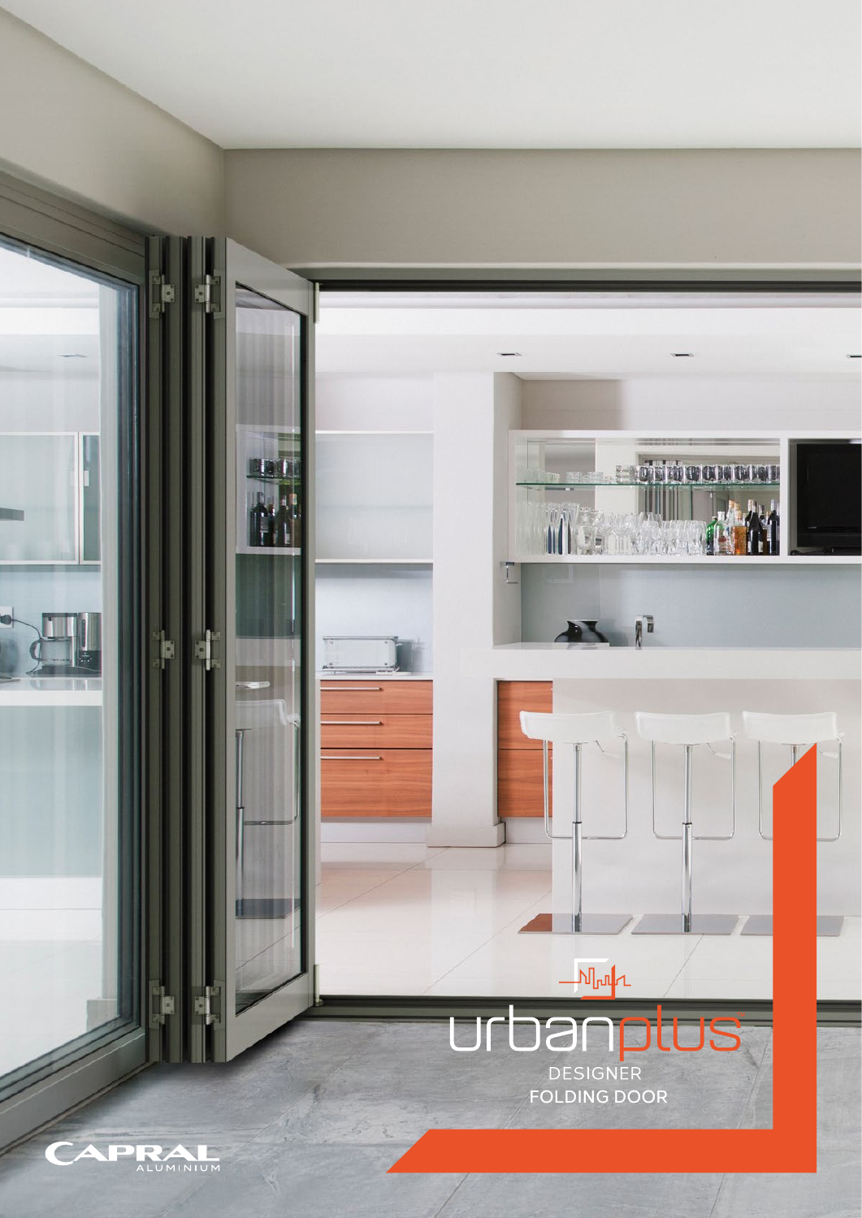# urbanplus

DESIGNER
FOLDING DOOR

CAPRAL
ALUMINIUM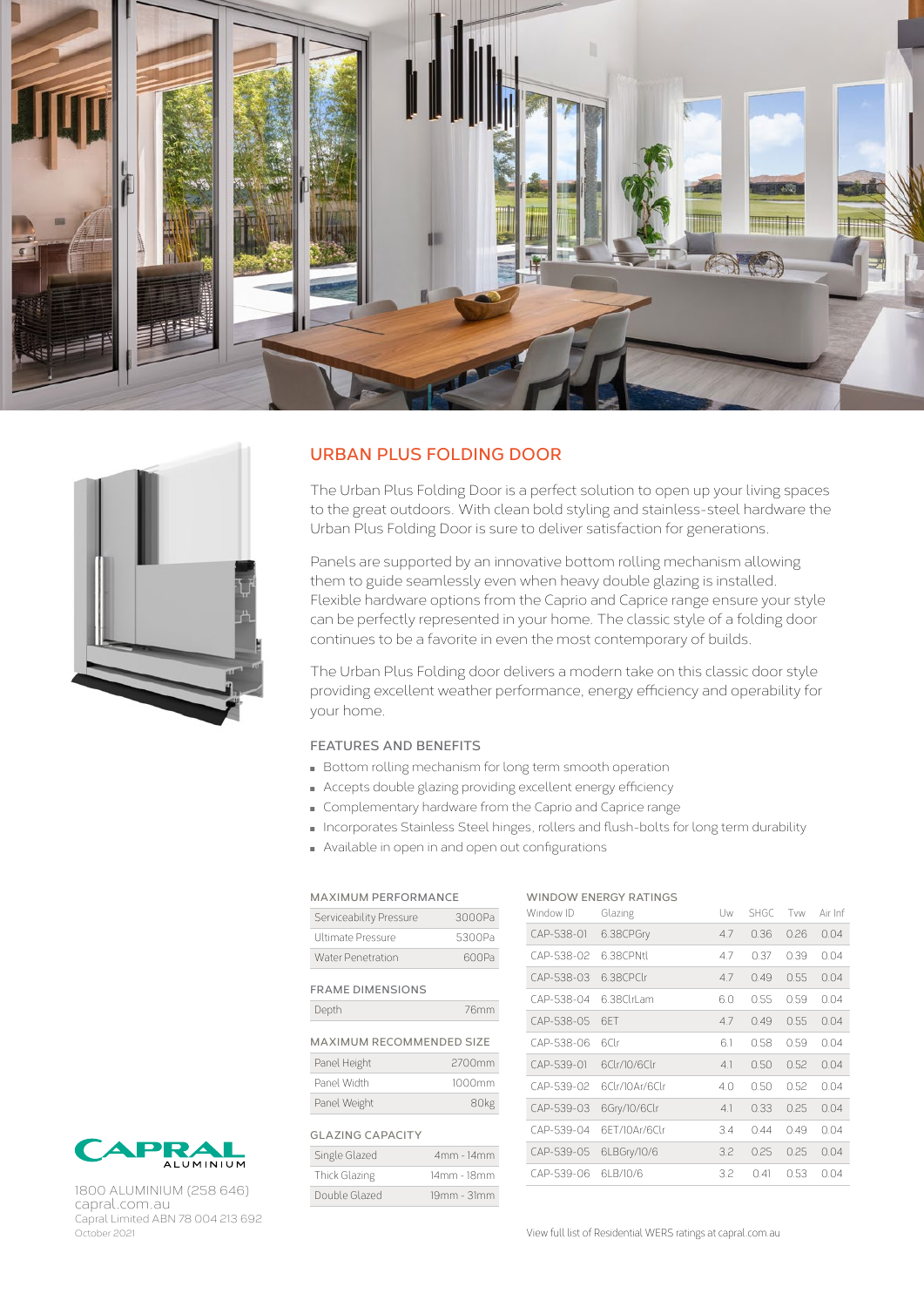## URBAN PLUS FOLDING DOOR

The Urban Plus Folding Door is a perfect solution to open up your living spaces to the great outdoors. With clean bold styling and stainless-steel hardware the Urban Plus Folding Door is sure to deliver satisfaction for generations.

Panels are supported by an innovative bottom rolling mechanism allowing them to guide seamlessly even when heavy double glazing is installed. Flexible hardware options from the Caprio and Caprice range ensure your style can be perfectly represented in your home. The classic style of a folding door continues to be a favorite in even the most contemporary of builds.

The Urban Plus Folding door delivers a modern take on this classic door style providing excellent weather performance, energy efficiency and operability for your home.

### FEATURES AND BENEFITS

- Bottom rolling mechanism for long term smooth operation
- Accepts double glazing providing excellent energy efficiency
- Complementary hardware from the Caprio and Caprice range
- Incorporates Stainless Steel hinges, rollers and flush-bolts for long term durability
- Available in open in and open out configurations

### MAXIMUM PERFORMANCE

| | |
|---|---|
| Serviceability Pressure | 3000Pa |
| Ultimate Pressure | 5300Pa |
| Water Penetration | 600Pa |

### FRAME DIMENSIONS

| | |
|---|---|
| Depth | 76mm |

### MAXIMUM RECOMMENDED SIZE

| | |
|---|---|
| Panel Height | 2700mm |
| Panel Width | 1000mm |
| Panel Weight | 80kg |

### GLAZING CAPACITY

| | |
|---|---|
| Single Glazed | 4mm - 14mm |
| Thick Glazing | 14mm - 18mm |
| Double Glazed | 19mm - 31mm |

### WINDOW ENERGY RATINGS

| Window ID | Glazing | Uw | SHGC | Tvw | Air Inf |
|---|---|---|---|---|---|
| CAP-538-01 | 6.38CPGry | 4.7 | 0.36 | 0.26 | 0.04 |
| CAP-538-02 | 6.38CPNtl | 4.7 | 0.37 | 0.39 | 0.04 |
| CAP-538-03 | 6.38CPClr | 4.7 | 0.49 | 0.55 | 0.04 |
| CAP-538-04 | 6.38ClrLam | 6.0 | 0.55 | 0.59 | 0.04 |
| CAP-538-05 | 6ET | 4.7 | 0.49 | 0.55 | 0.04 |
| CAP-538-06 | 6Clr | 6.1 | 0.58 | 0.59 | 0.04 |
| CAP-539-01 | 6Clr/10/6Clr | 4.1 | 0.50 | 0.52 | 0.04 |
| CAP-539-02 | 6Clr/10Ar/6Clr | 4.0 | 0.50 | 0.52 | 0.04 |
| CAP-539-03 | 6Gry/10/6Clr | 4.1 | 0.33 | 0.25 | 0.04 |
| CAP-539-04 | 6ET/10Ar/6Clr | 3.4 | 0.44 | 0.49 | 0.04 |
| CAP-539-05 | 6LBGry/10/6 | 3.2 | 0.25 | 0.25 | 0.04 |
| CAP-539-06 | 6LB/10/6 | 3.2 | 0.41 | 0.53 | 0.04 |

View full list of Residential WERS ratings at capral.com.au

CAPRAL ALUMINIUM

1800 ALUMINIUM (258 646)
capral.com.au
Capral Limited ABN 78 004 213 692
October 2021